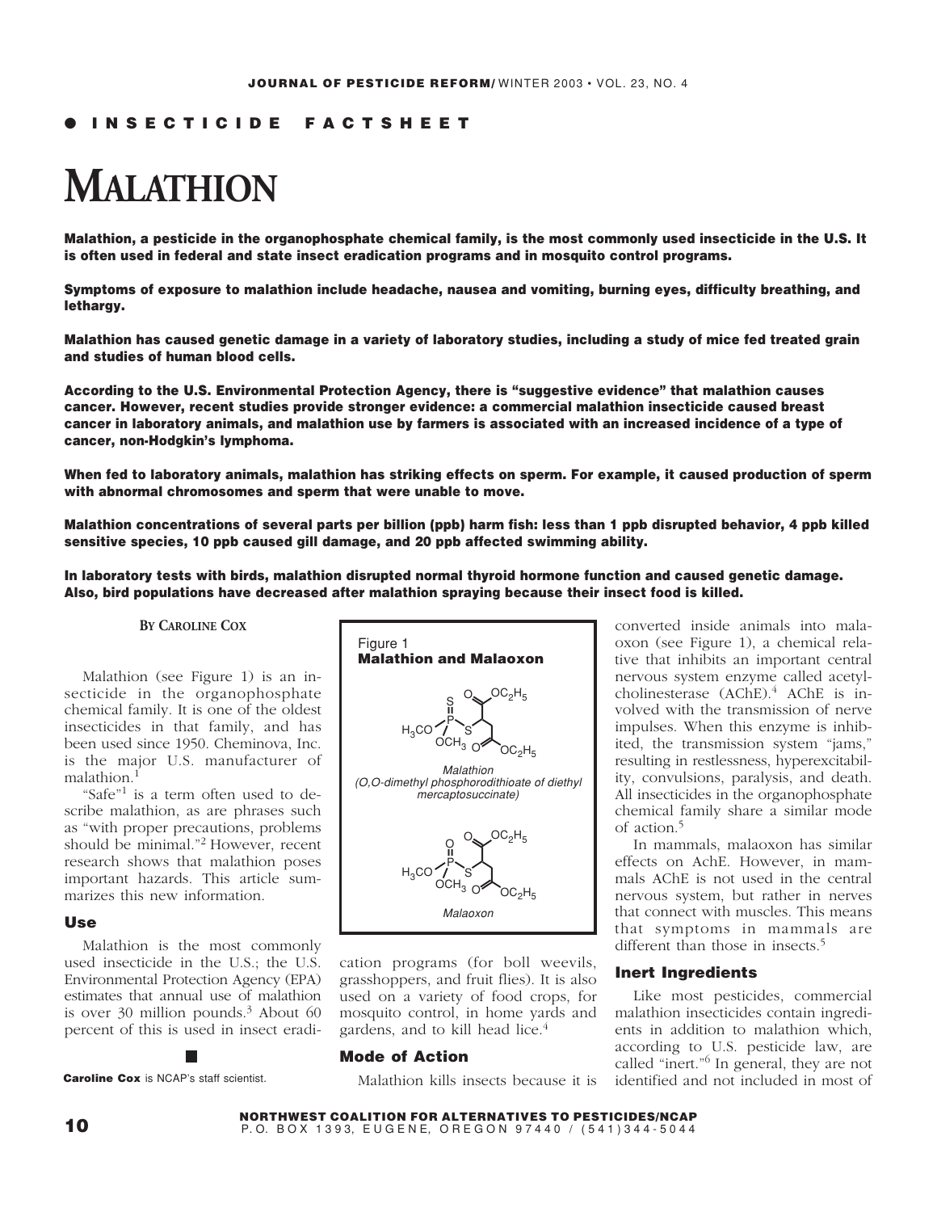● INSECTICIDE FACTSHEET

# MALATHION

**Malathion, a pesticide in the organophosphate chemical family, is the most commonly used insecticide in the U.S. It is often used in federal and state insect eradication programs and in mosquito control programs.**

**Symptoms of exposure to malathion include headache, nausea and vomiting, burning eyes, difficulty breathing, and lethargy.**

**Malathion has caused genetic damage in a variety of laboratory studies, including a study of mice fed treated grain and studies of human blood cells.**

**According to the U.S. Environmental Protection Agency, there is "suggestive evidence" that malathion causes cancer. However, recent studies provide stronger evidence: a commercial malathion insecticide caused breast cancer in laboratory animals, and malathion use by farmers is associated with an increased incidence of a type of cancer, non-Hodgkin's lymphoma.**

**When fed to laboratory animals, malathion has striking effects on sperm. For example, it caused production of sperm with abnormal chromosomes and sperm that were unable to move.**

**Malathion concentrations of several parts per billion (ppb) harm fish: less than 1 ppb disrupted behavior, 4 ppb killed sensitive species, 10 ppb caused gill damage, and 20 ppb affected swimming ability.**

**In laboratory tests with birds, malathion disrupted normal thyroid hormone function and caused genetic damage. Also, bird populations have decreased after malathion spraying because their insect food is killed.**

BY CAROLINE COX

Malathion (see Figure 1) is an insecticide in the organophosphate chemical family. It is one of the oldest insecticides in that family, and has been used since 1950. Cheminova, Inc. is the major U.S. manufacturer of malathion.[1]

"Safe"[1] is a term often used to describe malathion, as are phrases such as "with proper precautions, problems should be minimal."[2] However, recent research shows that malathion poses important hazards. This article summarizes this new information.

**Caroline Cox** is NCAP's staff scientist.

### Use

Malathion is the most commonly used insecticide in the U.S.; the U.S. Environmental Protection Agency (EPA) estimates that annual use of malathion is over 30 million pounds.[3] About 60 percent of this is used in insect eradication programs (for boll weevils, grasshoppers, and fruit flies). It is also used on a variety of food crops, for mosquito control, in home yards and gardens, and to kill head lice.[4]

**Figure 1**
**Malathion and Malaoxon**

*Malathion*
*(O,O-dimethyl phosphorodithioate of diethyl mercaptosuccinate)*

*Malaoxon*

### Mode of Action

Malathion kills insects because it is converted inside animals into malaoxon (see Figure 1), a chemical relative that inhibits an important central nervous system enzyme called acetylcholinesterase (AChE).[4] AChE is involved with the transmission of nerve impulses. When this enzyme is inhibited, the transmission system "jams," resulting in restlessness, hyperexcitability, convulsions, paralysis, and death. All insecticides in the organophosphate chemical family share a similar mode of action.[5]

In mammals, malaoxon has similar effects on AchE. However, in mammals AChE is not used in the central nervous system, but rather in nerves that connect with muscles. This means that symptoms in mammals are different than those in insects.[5]

### Inert Ingredients

Like most pesticides, commercial malathion insecticides contain ingredients in addition to malathion which, according to U.S. pesticide law, are called "inert."[6] In general, they are not identified and not included in most of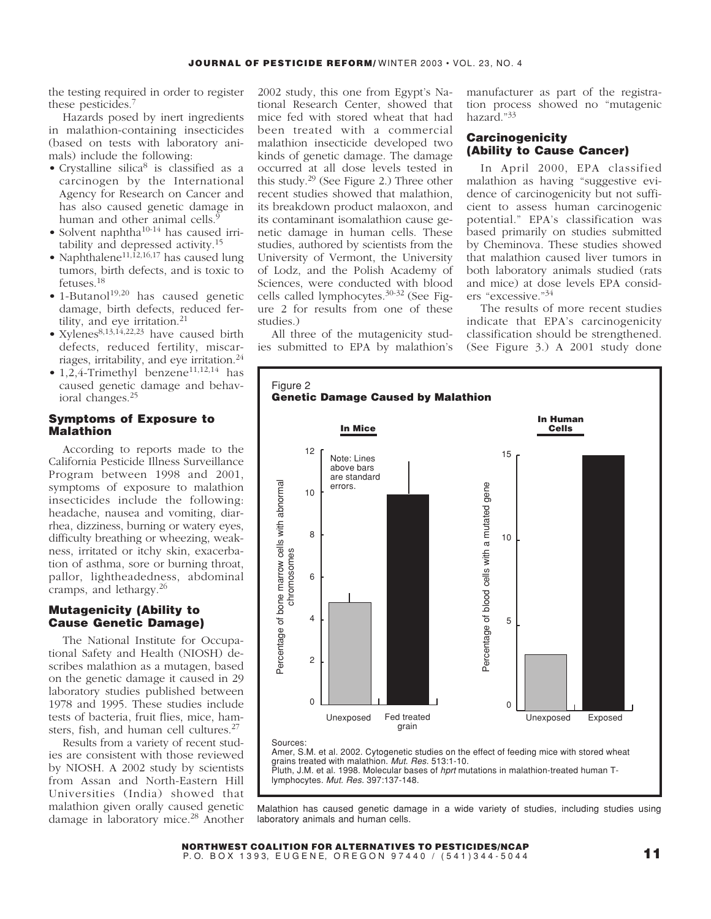the testing required in order to register these pesticides.[7]

Hazards posed by inert ingredients in malathion-containing insecticides (based on tests with laboratory animals) include the following:

- Crystalline silica[8] is classified as a carcinogen by the International Agency for Research on Cancer and has also caused genetic damage in human and other animal cells.[9]
- Solvent naphtha[10-14] has caused irritability and depressed activity.[15]
- Naphthalene[11,12,16,17] has caused lung tumors, birth defects, and is toxic to fetuses.[18]
- 1-Butanol[19,20] has caused genetic damage, birth defects, reduced fertility, and eye irritation.[21]
- Xylenes[8,13,14,22,23] have caused birth defects, reduced fertility, miscarriages, irritability, and eye irritation.[24]
- 1,2,4-Trimethyl benzene[11,12,14] has caused genetic damage and behavioral changes.[25]

### Symptoms of Exposure to Malathion

According to reports made to the California Pesticide Illness Surveillance Program between 1998 and 2001, symptoms of exposure to malathion insecticides include the following: headache, nausea and vomiting, diarrhea, dizziness, burning or watery eyes, difficulty breathing or wheezing, weakness, irritated or itchy skin, exacerbation of asthma, sore or burning throat, pallor, lightheadedness, abdominal cramps, and lethargy.[26]

### Mutagenicity (Ability to Cause Genetic Damage)

The National Institute for Occupational Safety and Health (NIOSH) describes malathion as a mutagen, based on the genetic damage it caused in 29 laboratory studies published between 1978 and 1995. These studies include tests of bacteria, fruit flies, mice, hamsters, fish, and human cell cultures.[27]

Results from a variety of recent studies are consistent with those reviewed by NIOSH. A 2002 study by scientists from Assan and North-Eastern Hill Universities (India) showed that malathion given orally caused genetic damage in laboratory mice.[28] Another 2002 study, this one from Egypt's National Research Center, showed that mice fed with stored wheat that had been treated with a commercial malathion insecticide developed two kinds of genetic damage. The damage occurred at all dose levels tested in this study.[29] (See Figure 2.) Three other recent studies showed that malathion, its breakdown product malaoxon, and its contaminant isomalathion cause genetic damage in human cells. These studies, authored by scientists from the University of Vermont, the University of Lodz, and the Polish Academy of Sciences, were conducted with blood cells called lymphocytes.[30-32] (See Figure 2 for results from one of these studies.)

All three of the mutagenicity studies submitted to EPA by malathion's manufacturer as part of the registration process showed no "mutagenic hazard."[33]

### Carcinogenicity (Ability to Cause Cancer)

In April 2000, EPA classified malathion as having "suggestive evidence of carcinogenicity but not sufficient to assess human carcinogenic potential." EPA's classification was based primarily on studies submitted by Cheminova. These studies showed that malathion caused liver tumors in both laboratory animals studied (rats and mice) at dose levels EPA considers "excessive."[34]

The results of more recent studies indicate that EPA's carcinogenicity classification should be strengthened. (See Figure 3.) A 2001 study done

Figure 2
**Genetic Damage Caused by Malathion**

**In Mice** — Percentage of bone marrow cells with abnormal chromosomes (Note: Lines above bars are standard errors.): Unexposed; Fed treated grain

**In Human Cells** — Percentage of blood cells with a mutated gene: Unexposed; Exposed

Sources:
Amer, S.M. et al. 2002. Cytogenetic studies on the effect of feeding mice with stored wheat grains treated with malathion. *Mut. Res.* 513:1-10.
Pluth, J.M. et al. 1998. Molecular bases of *hprt* mutations in malathion-treated human T-lymphocytes. *Mut. Res.* 397:137-148.

Malathion has caused genetic damage in a wide variety of studies, including studies using laboratory animals and human cells.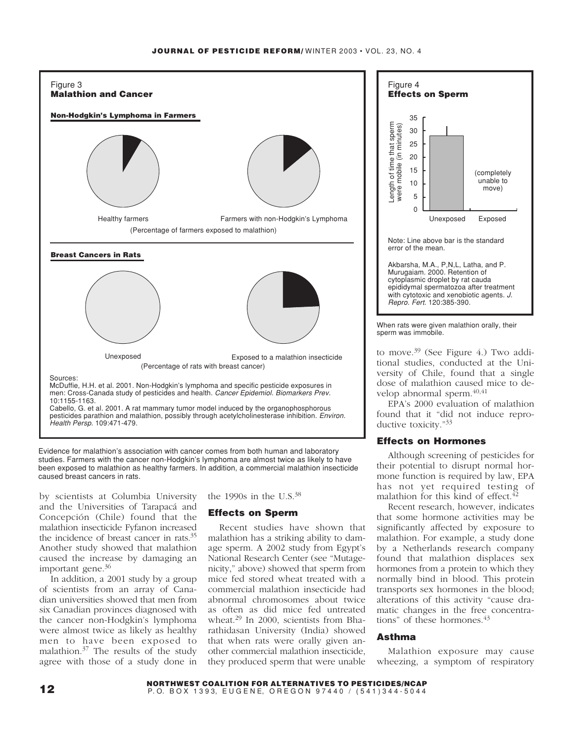**Figure 3**
**Malathion and Cancer**

**Non-Hodgkin's Lymphoma in Farmers**

Healthy farmers — Farmers with non-Hodgkin's Lymphoma

(Percentage of farmers exposed to malathion)

**Breast Cancers in Rats**

Unexposed — Exposed to a malathion insecticide

(Percentage of rats with breast cancer)

Sources:
McDuffie, H.H. et al. 2001. Non-Hodgkin's lymphoma and specific pesticide exposures in men: Cross-Canada study of pesticides and health. *Cancer Epidemiol. Biomarkers Prev.* 10:1155-1163.
Cabello, G. et al. 2001. A rat mammary tumor model induced by the organophosphorous pesticides parathion and malathion, possibly through acetylcholinesterase inhibition. *Environ. Health Persp.* 109:471-479.

Evidence for malathion's association with cancer comes from both human and laboratory studies. Farmers with the cancer non-Hodgkin's lymphoma are almost twice as likely to have been exposed to malathion as healthy farmers. In addition, a commercial malathion insecticide caused breast cancers in rats.

by scientists at Columbia University and the Universities of Tarapacá and Concepción (Chile) found that the malathion insecticide Fyfanon increased the incidence of breast cancer in rats.[35] Another study showed that malathion caused the increase by damaging an important gene.[36]

In addition, a 2001 study by a group of scientists from an array of Canadian universities showed that men from six Canadian provinces diagnosed with the cancer non-Hodgkin's lymphoma were almost twice as likely as healthy men to have been exposed to malathion.[37] The results of the study agree with those of a study done in the 1990s in the U.S.[38]

### Effects on Sperm

Recent studies have shown that malathion has a striking ability to damage sperm. A 2002 study from Egypt's National Research Center (see "Mutagenicity," above) showed that sperm from mice fed stored wheat treated with a commercial malathion insecticide had abnormal chromosomes about twice as often as did mice fed untreated wheat.[29] In 2000, scientists from Bharathidasan University (India) showed that when rats were orally given another commercial malathion insecticide, they produced sperm that were unable to move.[39] (See Figure 4.) Two additional studies, conducted at the University of Chile, found that a single dose of malathion caused mice to develop abnormal sperm.[40,41]

**Figure 4**
**Effects on Sperm**

Length of time that sperm were mobile (in minutes): Unexposed; Exposed (completely unable to move)

Note: Line above bar is the standard error of the mean.

Akbarsha, M.A., P,N,L, Latha, and P. Murugaiam. 2000. Retention of cytoplasmic droplet by rat cauda epididymal spermatozoa after treatment with cytotoxic and xenobiotic agents. *J. Repro. Fert.* 120:385-390.

When rats were given malathion orally, their sperm was immobile.

EPA's 2000 evaluation of malathion found that it "did not induce reproductive toxicity."[33]

### Effects on Hormones

Although screening of pesticides for their potential to disrupt normal hormone function is required by law, EPA has not yet required testing of malathion for this kind of effect.[42]

Recent research, however, indicates that some hormone activities may be significantly affected by exposure to malathion. For example, a study done by a Netherlands research company found that malathion displaces sex hormones from a protein to which they normally bind in blood. This protein transports sex hormones in the blood; alterations of this activity "cause dramatic changes in the free concentrations" of these hormones.[43]

### Asthma

Malathion exposure may cause wheezing, a symptom of respiratory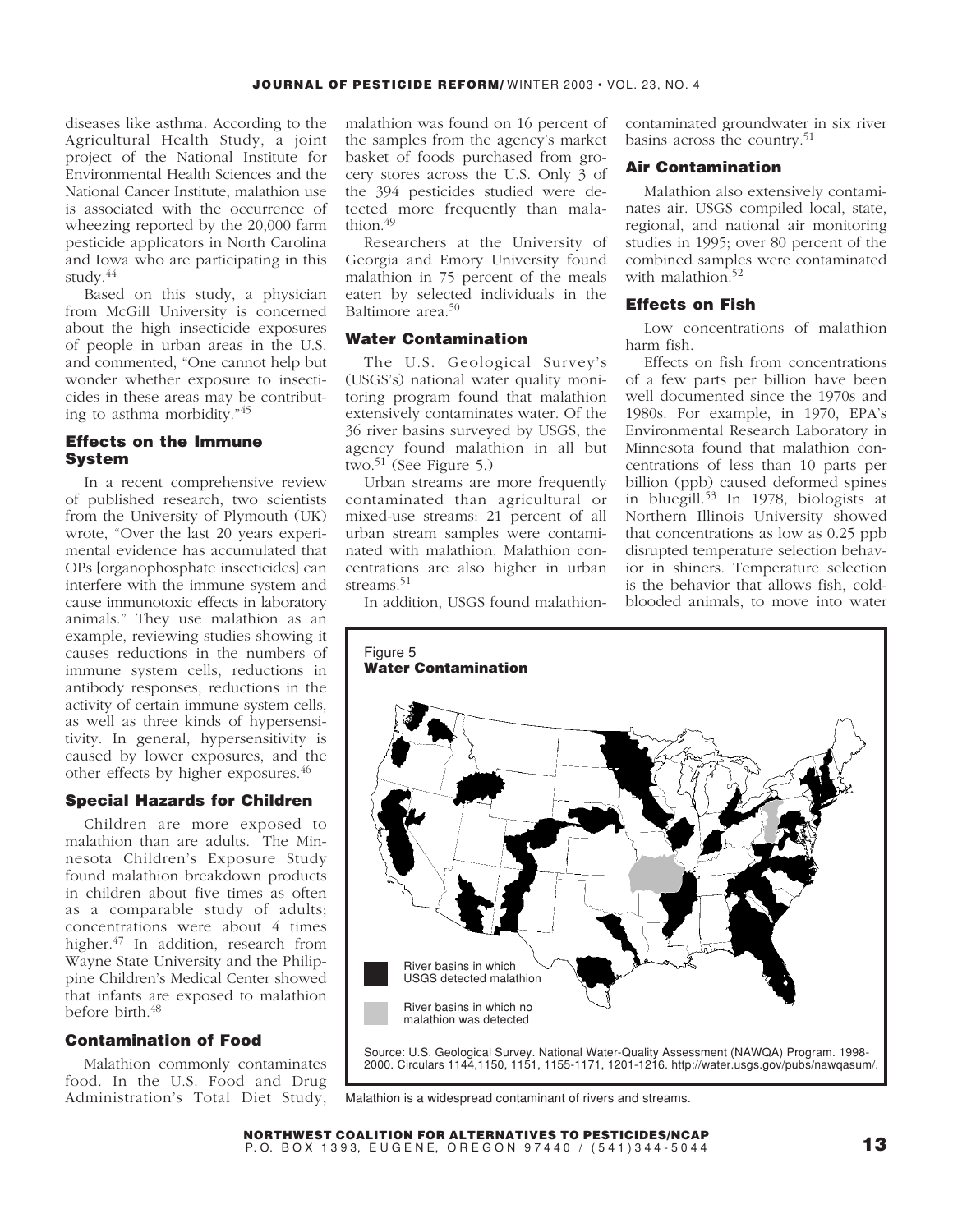diseases like asthma. According to the Agricultural Health Study, a joint project of the National Institute for Environmental Health Sciences and the National Cancer Institute, malathion use is associated with the occurrence of wheezing reported by the 20,000 farm pesticide applicators in North Carolina and Iowa who are participating in this study.[44]

Based on this study, a physician from McGill University is concerned about the high insecticide exposures of people in urban areas in the U.S. and commented, "One cannot help but wonder whether exposure to insecticides in these areas may be contributing to asthma morbidity."[45]

### Effects on the Immune System

In a recent comprehensive review of published research, two scientists from the University of Plymouth (UK) wrote, "Over the last 20 years experimental evidence has accumulated that OPs [organophosphate insecticides] can interfere with the immune system and cause immunotoxic effects in laboratory animals." They use malathion as an example, reviewing studies showing it causes reductions in the numbers of immune system cells, reductions in antibody responses, reductions in the activity of certain immune system cells, as well as three kinds of hypersensitivity. In general, hypersensitivity is caused by lower exposures, and the other effects by higher exposures.[46]

### Special Hazards for Children

Children are more exposed to malathion than are adults. The Minnesota Children's Exposure Study found malathion breakdown products in children about five times as often as a comparable study of adults; concentrations were about 4 times higher.[47] In addition, research from Wayne State University and the Philippine Children's Medical Center showed that infants are exposed to malathion before birth.[48]

### Contamination of Food

Malathion commonly contaminates food. In the U.S. Food and Drug Administration's Total Diet Study, malathion was found on 16 percent of the samples from the agency's market basket of foods purchased from grocery stores across the U.S. Only 3 of the 394 pesticides studied were detected more frequently than malathion.[49]

Researchers at the University of Georgia and Emory University found malathion in 75 percent of the meals eaten by selected individuals in the Baltimore area.[50]

### Water Contamination

The U.S. Geological Survey's (USGS's) national water quality monitoring program found that malathion extensively contaminates water. Of the 36 river basins surveyed by USGS, the agency found malathion in all but two.[51] (See Figure 5.)

Urban streams are more frequently contaminated than agricultural or mixed-use streams: 21 percent of all urban stream samples were contaminated with malathion. Malathion concentrations are also higher in urban streams.[51]

In addition, USGS found malathion-contaminated groundwater in six river basins across the country.[51]

### Air Contamination

Malathion also extensively contaminates air. USGS compiled local, state, regional, and national air monitoring studies in 1995; over 80 percent of the combined samples were contaminated with malathion.[52]

### Effects on Fish

Low concentrations of malathion harm fish.

Effects on fish from concentrations of a few parts per billion have been well documented since the 1970s and 1980s. For example, in 1970, EPA's Environmental Research Laboratory in Minnesota found that malathion concentrations of less than 10 parts per billion (ppb) caused deformed spines in bluegill.[53] In 1978, biologists at Northern Illinois University showed that concentrations as low as 0.25 ppb disrupted temperature selection behavior in shiners. Temperature selection is the behavior that allows fish, cold-blooded animals, to move into water

**Figure 5**
**Water Contamination**

River basins in which USGS detected malathion

River basins in which no malathion was detected

Source: U.S. Geological Survey. National Water-Quality Assessment (NAWQA) Program. 1998-2000. Circulars 1144,1150, 1151, 1155-1171, 1201-1216. http://water.usgs.gov/pubs/nawqasum/.

Malathion is a widespread contaminant of rivers and streams.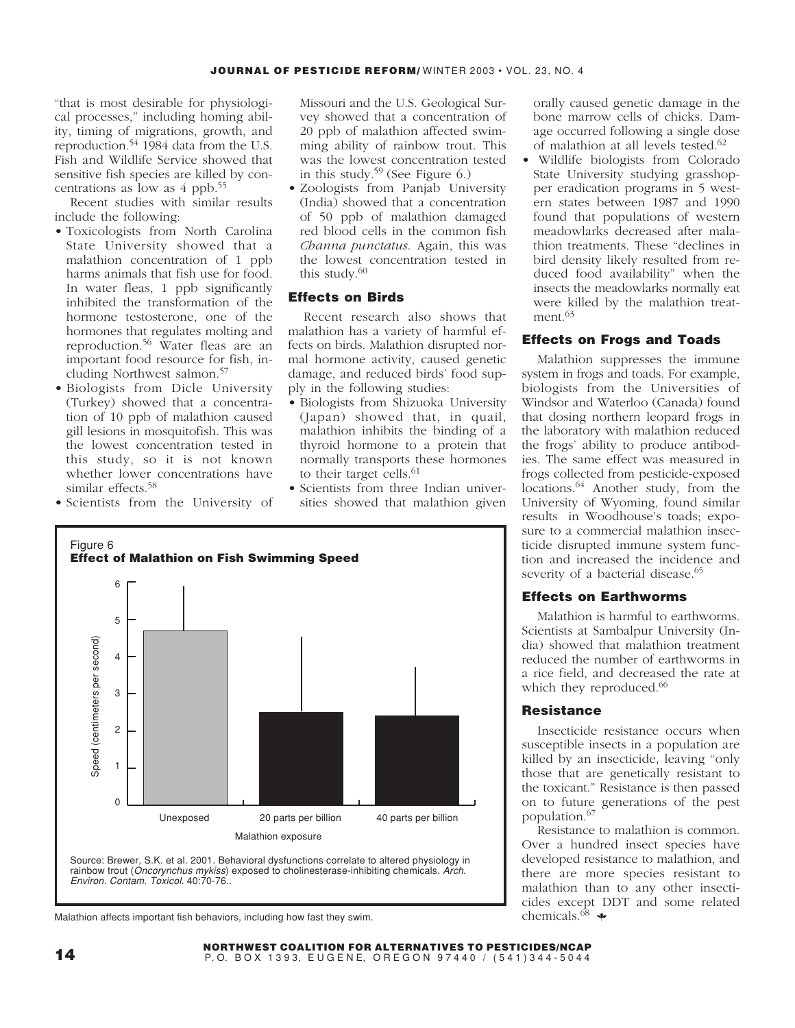"that is most desirable for physiological processes," including homing ability, timing of migrations, growth, and reproduction.[54] 1984 data from the U.S. Fish and Wildlife Service showed that sensitive fish species are killed by concentrations as low as 4 ppb.[55]

Recent studies with similar results include the following:

- Toxicologists from North Carolina State University showed that a malathion concentration of 1 ppb harms animals that fish use for food. In water fleas, 1 ppb significantly inhibited the transformation of the hormone testosterone, one of the hormones that regulates molting and reproduction.[56] Water fleas are an important food resource for fish, including Northwest salmon.[57]
- Biologists from Dicle University (Turkey) showed that a concentration of 10 ppb of malathion caused gill lesions in mosquitofish. This was the lowest concentration tested in this study, so it is not known whether lower concentrations have similar effects.[58]
- Scientists from the University of Missouri and the U.S. Geological Survey showed that a concentration of 20 ppb of malathion affected swimming ability of rainbow trout. This was the lowest concentration tested in this study.[59] (See Figure 6.)
- Zoologists from Panjab University (India) showed that a concentration of 50 ppb of malathion damaged red blood cells in the common fish *Channa punctatus*. Again, this was the lowest concentration tested in this study.[60]

### Effects on Birds

Recent research also shows that malathion has a variety of harmful effects on birds. Malathion disrupted normal hormone activity, caused genetic damage, and reduced birds' food supply in the following studies:

- Biologists from Shizuoka University (Japan) showed that, in quail, malathion inhibits the binding of a thyroid hormone to a protein that normally transports these hormones to their target cells.[61]
- Scientists from three Indian universities showed that malathion given orally caused genetic damage in the bone marrow cells of chicks. Damage occurred following a single dose of malathion at all levels tested.[62]
- Wildlife biologists from Colorado State University studying grasshopper eradication programs in 5 western states between 1987 and 1990 found that populations of western meadowlarks decreased after malathion treatments. These "declines in bird density likely resulted from reduced food availability" when the insects the meadowlarks normally eat were killed by the malathion treatment.[63]

### Effects on Frogs and Toads

Malathion suppresses the immune system in frogs and toads. For example, biologists from the Universities of Windsor and Waterloo (Canada) found that dosing northern leopard frogs in the laboratory with malathion reduced the frogs' ability to produce antibodies. The same effect was measured in frogs collected from pesticide-exposed locations.[64] Another study, from the University of Wyoming, found similar results in Woodhouse's toads; exposure to a commercial malathion insecticide disrupted immune system function and increased the incidence and severity of a bacterial disease.[65]

### Effects on Earthworms

Malathion is harmful to earthworms. Scientists at Sambalpur University (India) showed that malathion treatment reduced the number of earthworms in a rice field, and decreased the rate at which they reproduced.[66]

### Resistance

Insecticide resistance occurs when susceptible insects in a population are killed by an insecticide, leaving "only those that are genetically resistant to the toxicant." Resistance is then passed on to future generations of the pest population.[67]

Resistance to malathion is common. Over a hundred insect species have developed resistance to malathion, and there are more species resistant to malathion than to any other insecticides except DDT and some related chemicals.[68]

**Figure 6**
**Effect of Malathion on Fish Swimming Speed**

| Malathion exposure | Speed (centimeters per second) |
|---|---|
| Unexposed | ~4.7 |
| 20 parts per billion | ~2.5 |
| 40 parts per billion | ~2.4 |

Source: Brewer, S.K. et al. 2001. Behavioral dysfunctions correlate to altered physiology in rainbow trout (*Oncorynchus mykiss*) exposed to cholinesterase-inhibiting chemicals. *Arch. Environ. Contam. Toxicol.* 40:70-76..

Malathion affects important fish behaviors, including how fast they swim.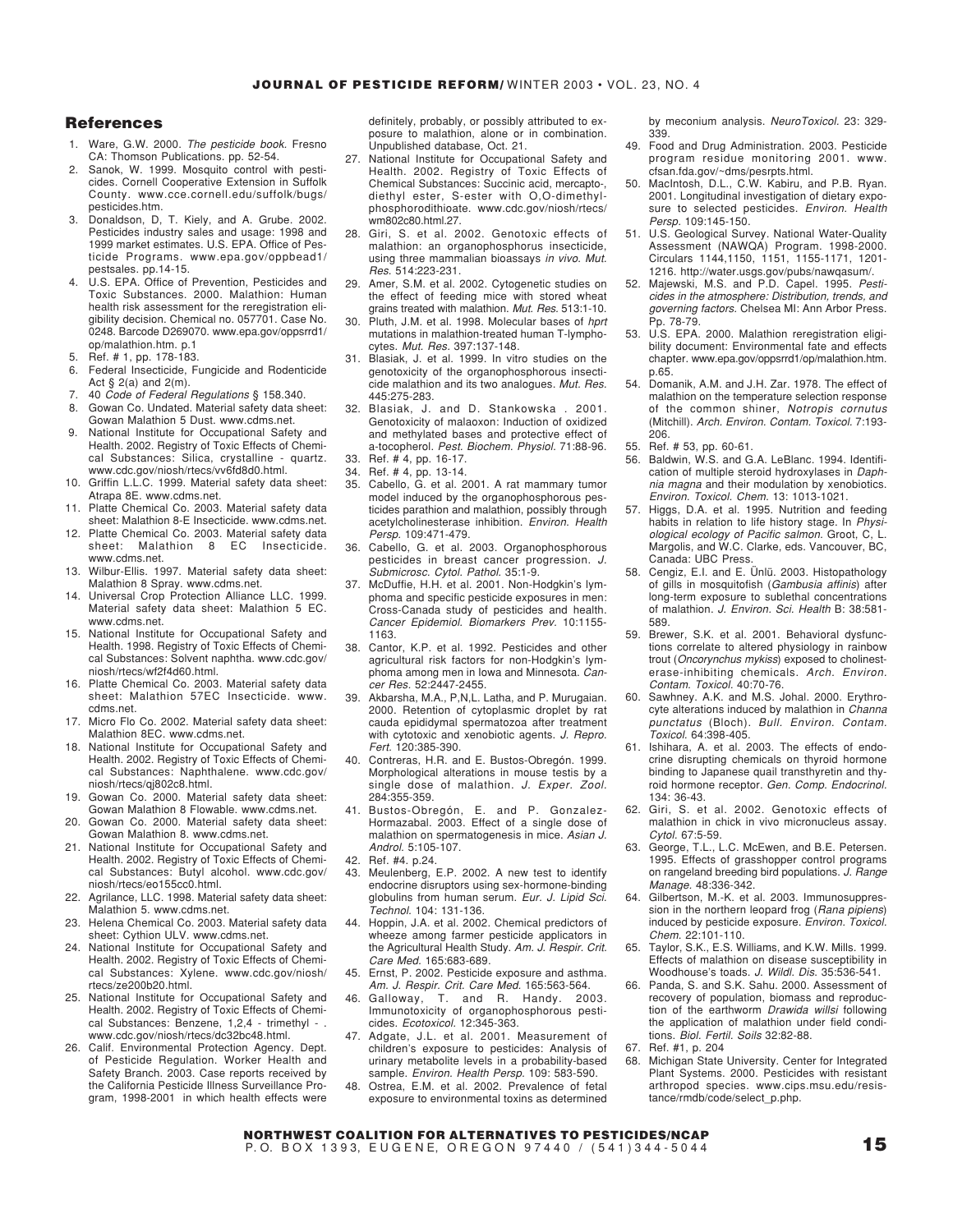## References

1. Ware, G.W. 2000. *The pesticide book.* Fresno CA: Thomson Publications. pp. 52-54.
2. Sanok, W. 1999. Mosquito control with pesticides. Cornell Cooperative Extension in Suffolk County. www.cce.cornell.edu/suffolk/bugs/pesticides.htm.
3. Donaldson, D, T. Kiely, and A. Grube. 2002. Pesticides industry sales and usage: 1998 and 1999 market estimates. U.S. EPA. Office of Pesticide Programs. www.epa.gov/oppbead1/pestsales. pp.14-15.
4. U.S. EPA. Office of Prevention, Pesticides and Toxic Substances. 2000. Malathion: Human health risk assessment for the reregistration eligibility decision. Chemical no. 057701. Case No. 0248. Barcode D269070. www.epa.gov/oppsrrd1/op/malathion.htm. p.1
5. Ref. # 1, pp. 178-183.
6. Federal Insecticide, Fungicide and Rodenticide Act § 2(a) and 2(m).
7. 40 *Code of Federal Regulations* § 158.340.
8. Gowan Co. Undated. Material safety data sheet: Gowan Malathion 5 Dust. www.cdms.net.
9. National Institute for Occupational Safety and Health. 2002. Registry of Toxic Effects of Chemical Substances: Silica, crystalline - quartz. www.cdc.gov/niosh/rtecs/vv6fd8d0.html.
10. Griffin L.L.C. 1999. Material safety data sheet: Atrapa 8E. www.cdms.net.
11. Platte Chemical Co. 2003. Material safety data sheet: Malathion 8-E Insecticide. www.cdms.net.
12. Platte Chemical Co. 2003. Material safety data sheet: Malathion 8 EC Insecticide. www.cdms.net.
13. Wilbur-Ellis. 1997. Material safety data sheet: Malathion 8 Spray. www.cdms.net.
14. Universal Crop Protection Alliance LLC. 1999. Material safety data sheet: Malathion 5 EC. www.cdms.net.
15. National Institute for Occupational Safety and Health. 1998. Registry of Toxic Effects of Chemical Substances: Solvent naphtha. www.cdc.gov/niosh/rtecs/wf2f4d60.html.
16. Platte Chemical Co. 2003. Material safety data sheet: Malathion 57EC Insecticide. www.cdms.net.
17. Micro Flo Co. 2002. Material safety data sheet: Malathion 8EC. www.cdms.net.
18. National Institute for Occupational Safety and Health. 2002. Registry of Toxic Effects of Chemical Substances: Naphthalene. www.cdc.gov/niosh/rtecs/qj802c8.html.
19. Gowan Co. 2000. Material safety data sheet: Gowan Malathion 8 Flowable. www.cdms.net.
20. Gowan Co. 2000. Material safety data sheet: Gowan Malathion 8. www.cdms.net.
21. National Institute for Occupational Safety and Health. 2002. Registry of Toxic Effects of Chemical Substances: Butyl alcohol. www.cdc.gov/niosh/rtecs/eo155cc0.html.
22. Agrilance, LLC. 1998. Material safety data sheet: Malathion 5. www.cdms.net.
23. Helena Chemical Co. 2003. Material safety data sheet: Cythion ULV. www.cdms.net.
24. National Institute for Occupational Safety and Health. 2002. Registry of Toxic Effects of Chemical Substances: Xylene. www.cdc.gov/niosh/rtecs/ze200b20.html.
25. National Institute for Occupational Safety and Health. 2002. Registry of Toxic Effects of Chemical Substances: Benzene, 1,2,4 - trimethyl - . www.cdc.gov/niosh/rtecs/dc32bc48.html.
26. Calif. Environmental Protection Agency. Dept. of Pesticide Regulation. Worker Health and Safety Branch. 2003. Case reports received by the California Pesticide Illness Surveillance Program, 1998-2001 in which health effects were definitely, probably, or possibly attributed to exposure to malathion, alone or in combination. Unpublished database, Oct. 21.
27. National Institute for Occupational Safety and Health. 2002. Registry of Toxic Effects of Chemical Substances: Succinic acid, mercapto-, diethyl ester, S-ester with O,O-dimethylphosphorodithioate. www.cdc.gov/niosh/rtecs/wm802c80.html.27.
28. Giri, S. et al. 2002. Genotoxic effects of malathion: an organophosphorus insecticide, using three mammalian bioassays *in vivo*. *Mut. Res.* 514:223-231.
29. Amer, S.M. et al. 2002. Cytogenetic studies on the effect of feeding mice with stored wheat grains treated with malathion. *Mut. Res.* 513:1-10.
30. Pluth, J.M. et al. 1998. Molecular bases of *hprt* mutations in malathion-treated human T-lymphocytes. *Mut. Res.* 397:137-148.
31. Blasiak, J. et al. 1999. In vitro studies on the genotoxicity of the organophosphorous insecticide malathion and its two analogues. *Mut. Res.* 445:275-283.
32. Blasiak, J. and D. Stankowska . 2001. Genotoxicity of malaoxon: Induction of oxidized and methylated bases and protective effect of a-tocopherol. *Pest. Biochem. Physiol.* 71:88-96.
33. Ref. # 4, pp. 16-17.
34. Ref. # 4, pp. 13-14.
35. Cabello, G. et al. 2001. A rat mammary tumor model induced by the organophosphorous pesticides parathion and malathion, possibly through acetylcholinesterase inhibition. *Environ. Health Persp.* 109:471-479.
36. Cabello, G. et al. 2003. Organophosphorous pesticides in breast cancer progression. *J. Submicrosc. Cytol. Pathol.* 35:1-9.
37. McDuffie, H.H. et al. 2001. Non-Hodgkin's lymphoma and specific pesticide exposures in men: Cross-Canada study of pesticides and health. *Cancer Epidemiol. Biomarkers Prev.* 10:1155-1163.
38. Cantor, K.P. et al. 1992. Pesticides and other agricultural risk factors for non-Hodgkin's lymphoma among men in Iowa and Minnesota. *Cancer Res.* 52:2447-2455.
39. Akbarsha, M.A., P,N,L. Latha, and P. Murugaian. 2000. Retention of cytoplasmic droplet by rat cauda epididymal spermatozoa after treatment with cytotoxic and xenobiotic agents. *J. Repro. Fert.* 120:385-390.
40. Contreras, H.R. and E. Bustos-Obregón. 1999. Morphological alterations in mouse testis by a single dose of malathion. *J. Exper. Zool.* 284:355-359.
41. Bustos-Obregón, E. and P. Gonzalez-Hormazabal. 2003. Effect of a single dose of malathion on spermatogenesis in mice. *Asian J. Androl.* 5:105-107.
42. Ref. #4. p.24.
43. Meulenberg, E.P. 2002. A new test to identify endocrine disruptors using sex-hormone-binding globulins from human serum. *Eur. J. Lipid Sci. Technol.* 104: 131-136.
44. Hoppin, J.A. et al. 2002. Chemical predictors of wheeze among farmer pesticide applicators in the Agricultural Health Study. *Am. J. Respir. Crit. Care Med.* 165:683-689.
45. Ernst, P. 2002. Pesticide exposure and asthma. *Am. J. Respir. Crit. Care Med.* 165:563-564.
46. Galloway, T. and R. Handy. 2003. Immunotoxicity of organophosphorous pesticides. *Ecotoxicol.* 12:345-363.
47. Adgate, J.L. et al. 2001. Measurement of children's exposure to pesticides: Analysis of urinary metabolite levels in a probability-based sample. *Environ. Health Persp.* 109: 583-590.
48. Ostrea, E.M. et al. 2002. Prevalence of fetal exposure to environmental toxins as determined by meconium analysis. *NeuroToxicol.* 23: 329-339.
49. Food and Drug Administration. 2003. Pesticide program residue monitoring 2001. www.cfsan.fda.gov/~dms/pesrpts.html.
50. MacIntosh, D.L., C.W. Kabiru, and P.B. Ryan. 2001. Longitudinal investigation of dietary exposure to selected pesticides. *Environ. Health Persp.* 109:145-150.
51. U.S. Geological Survey. National Water-Quality Assessment (NAWQA) Program. 1998-2000. Circulars 1144,1150, 1151, 1155-1171, 1201-1216. http://water.usgs.gov/pubs/nawqasum/.
52. Majewski, M.S. and P.D. Capel. 1995. *Pesticides in the atmosphere: Distribution, trends, and governing factors.* Chelsea MI: Ann Arbor Press. Pp. 78-79.
53. U.S. EPA. 2000. Malathion reregistration eligibility document: Environmental fate and effects chapter. www.epa.gov/oppsrrd1/op/malathion.htm. p.65.
54. Domanik, A.M. and J.H. Zar. 1978. The effect of malathion on the temperature selection response of the common shiner, *Notropis cornutus* (Mitchill). *Arch. Environ. Contam. Toxicol.* 7:193-206.
55. Ref. # 53, pp. 60-61.
56. Baldwin, W.S. and G.A. LeBlanc. 1994. Identification of multiple steroid hydroxylases in *Daphnia magna* and their modulation by xenobiotics. *Environ. Toxicol. Chem.* 13: 1013-1021.
57. Higgs, D.A. et al. 1995. Nutrition and feeding habits in relation to life history stage. In *Physiological ecology of Pacific salmon.* Groot, C, L. Margolis, and W.C. Clarke, eds. Vancouver, BC, Canada: UBC Press.
58. Cengiz, E.I. and E. Ünlü. 2003. Histopathology of gills in mosquitofish (*Gambusia affinis*) after long-term exposure to sublethal concentrations of malathion. *J. Environ. Sci. Health* B: 38:581-589.
59. Brewer, S.K. et al. 2001. Behavioral dysfunctions correlate to altered physiology in rainbow trout (*Oncorynchus mykiss*) exposed to cholinesterase-inhibiting chemicals. *Arch. Environ. Contam. Toxicol.* 40:70-76.
60. Sawhney. A.K. and M.S. Johal. 2000. Erythrocyte alterations induced by malathion in *Channa punctatus* (Bloch). *Bull. Environ. Contam. Toxicol.* 64:398-405.
61. Ishihara, A. et al. 2003. The effects of endocrine disrupting chemicals on thyroid hormone binding to Japanese quail transthyretin and thyroid hormone receptor. *Gen. Comp. Endocrinol.* 134: 36-43.
62. Giri, S. et al. 2002. Genotoxic effects of malathion in chick in vivo micronucleus assay. *Cytol.* 67:5-59.
63. George, T.L., L.C. McEwen, and B.E. Petersen. 1995. Effects of grasshopper control programs on rangeland breeding bird populations. *J. Range Manage.* 48:336-342.
64. Gilbertson, M.-K. et al. 2003. Immunosuppression in the northern leopard frog (*Rana pipiens*) induced by pesticide exposure. *Environ. Toxicol. Chem.* 22:101-110.
65. Taylor, S.K., E.S. Williams, and K.W. Mills. 1999. Effects of malathion on disease susceptibility in Woodhouse's toads. *J. Wildl. Dis.* 35:536-541.
66. Panda, S. and S.K. Sahu. 2000. Assessment of recovery of population, biomass and reproduction of the earthworm *Drawida willsi* following the application of malathion under field conditions. *Biol. Fertil. Soils* 32:82-88.
67. Ref. #1, p. 204
68. Michigan State University. Center for Integrated Plant Systems. 2000. Pesticides with resistant arthropod species. www.cips.msu.edu/resistance/rmdb/code/select_p.php.